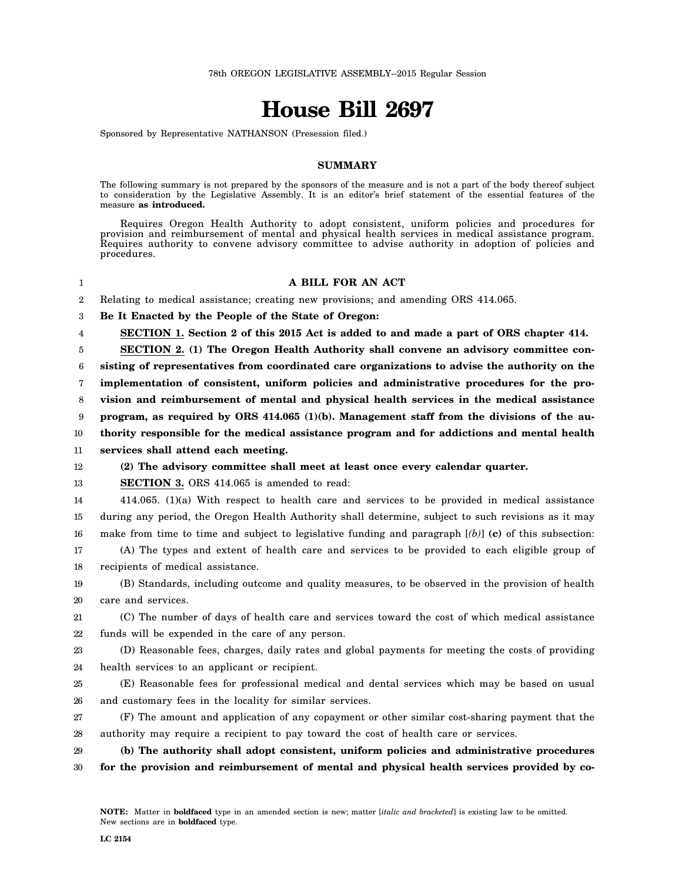78th OREGON LEGISLATIVE ASSEMBLY--2015 Regular Session

# House Bill 2697

Sponsored by Representative NATHANSON (Presession filed.)

## SUMMARY

The following summary is not prepared by the sponsors of the measure and is not a part of the body thereof subject to consideration by the Legislative Assembly. It is an editor's brief statement of the essential features of the measure **as introduced.**

Requires Oregon Health Authority to adopt consistent, uniform policies and procedures for provision and reimbursement of mental and physical health services in medical assistance program. Requires authority to convene advisory committee to advise authority in adoption of policies and procedures.

**A BILL FOR AN ACT**

Relating to medical assistance; creating new provisions; and amending ORS 414.065.

**Be It Enacted by the People of the State of Oregon:**

**SECTION 1. Section 2 of this 2015 Act is added to and made a part of ORS chapter 414.**

**SECTION 2. (1) The Oregon Health Authority shall convene an advisory committee consisting of representatives from coordinated care organizations to advise the authority on the implementation of consistent, uniform policies and administrative procedures for the provision and reimbursement of mental and physical health services in the medical assistance program, as required by ORS 414.065 (1)(b). Management staff from the divisions of the authority responsible for the medical assistance program and for addictions and mental health services shall attend each meeting.**

**(2) The advisory committee shall meet at least once every calendar quarter.**

**SECTION 3.** ORS 414.065 is amended to read:

414.065. (1)(a) With respect to health care and services to be provided in medical assistance during any period, the Oregon Health Authority shall determine, subject to such revisions as it may make from time to time and subject to legislative funding and paragraph [*(b)*] **(c)** of this subsection:

(A) The types and extent of health care and services to be provided to each eligible group of recipients of medical assistance.

(B) Standards, including outcome and quality measures, to be observed in the provision of health care and services.

(C) The number of days of health care and services toward the cost of which medical assistance funds will be expended in the care of any person.

(D) Reasonable fees, charges, daily rates and global payments for meeting the costs of providing health services to an applicant or recipient.

(E) Reasonable fees for professional medical and dental services which may be based on usual and customary fees in the locality for similar services.

(F) The amount and application of any copayment or other similar cost-sharing payment that the authority may require a recipient to pay toward the cost of health care or services.

**(b) The authority shall adopt consistent, uniform policies and administrative procedures for the provision and reimbursement of mental and physical health services provided by co-**

**NOTE:** Matter in **boldfaced** type in an amended section is new; matter [*italic and bracketed*] is existing law to be omitted. New sections are in **boldfaced** type.

LC 2154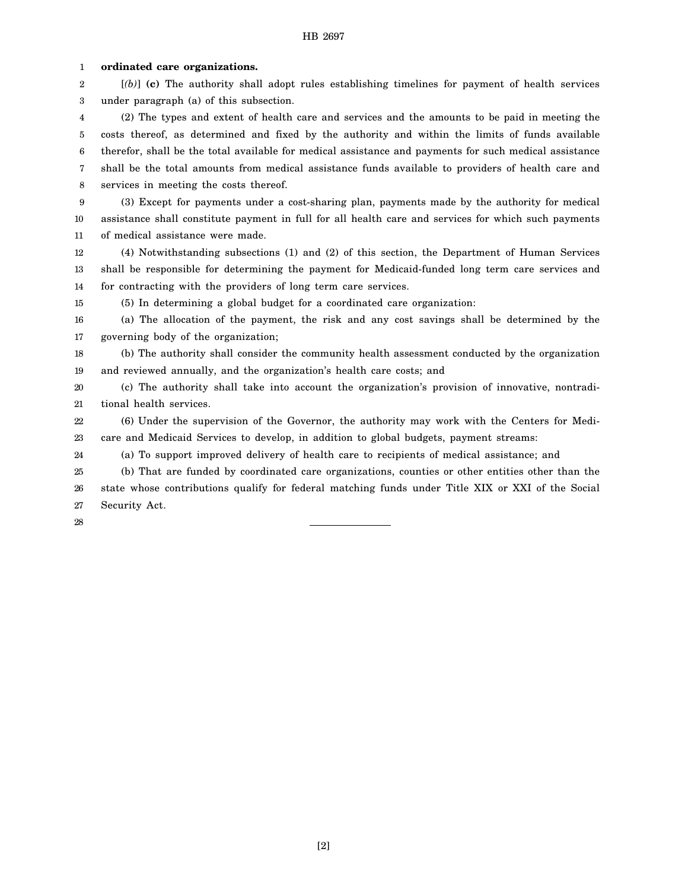**ordinated care organizations.**

[*(b)*] **(c)** The authority shall adopt rules establishing timelines for payment of health services under paragraph (a) of this subsection.

(2) The types and extent of health care and services and the amounts to be paid in meeting the costs thereof, as determined and fixed by the authority and within the limits of funds available therefor, shall be the total available for medical assistance and payments for such medical assistance shall be the total amounts from medical assistance funds available to providers of health care and services in meeting the costs thereof.

(3) Except for payments under a cost-sharing plan, payments made by the authority for medical assistance shall constitute payment in full for all health care and services for which such payments of medical assistance were made.

(4) Notwithstanding subsections (1) and (2) of this section, the Department of Human Services shall be responsible for determining the payment for Medicaid-funded long term care services and for contracting with the providers of long term care services.

(5) In determining a global budget for a coordinated care organization:

(a) The allocation of the payment, the risk and any cost savings shall be determined by the governing body of the organization;

(b) The authority shall consider the community health assessment conducted by the organization and reviewed annually, and the organization's health care costs; and

(c) The authority shall take into account the organization's provision of innovative, nontraditional health services.

(6) Under the supervision of the Governor, the authority may work with the Centers for Medicare and Medicaid Services to develop, in addition to global budgets, payment streams:

(a) To support improved delivery of health care to recipients of medical assistance; and

(b) That are funded by coordinated care organizations, counties or other entities other than the state whose contributions qualify for federal matching funds under Title XIX or XXI of the Social Security Act.